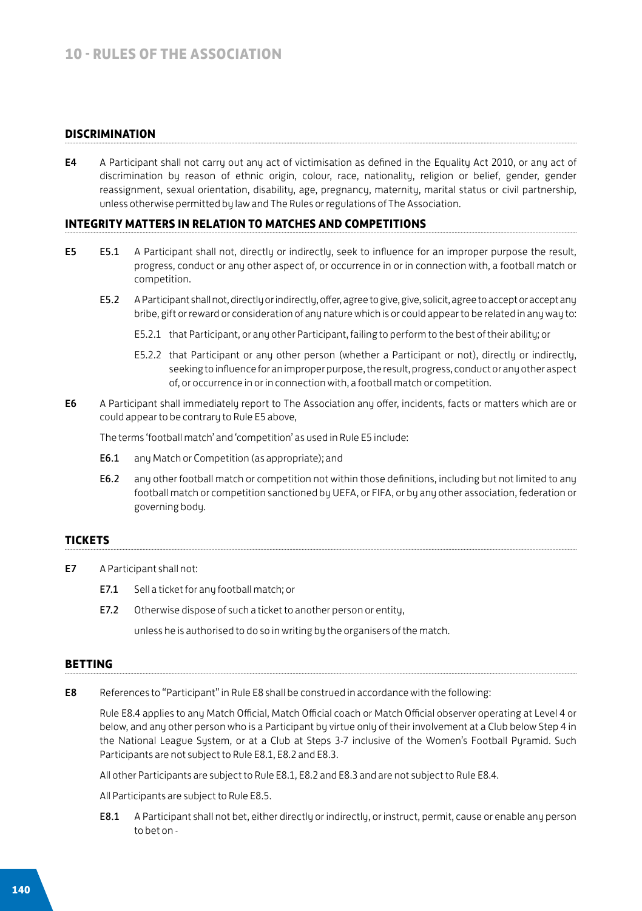## DISCRIMINATION

**E4** A Participant shall not carry out any act of victimisation as defined in the Equality Act 2010, or any act of discrimination by reason of ethnic origin, colour, race, nationality, religion or belief, gender, gender reassignment, sexual orientation, disability, age, pregnancy, maternity, marital status or civil partnership, unless otherwise permitted by law and The Rules or regulations of The Association.

## INTEGRITY MATTERS IN RELATION TO MATCHES AND COMPETITIONS

**E5**

**E5.1** A Participant shall not, directly or indirectly, seek to influence for an improper purpose the result, progress, conduct or any other aspect of, or occurrence in or in connection with, a football match or competition.

**E5.2** A Participant shall not, directly or indirectly, offer, agree to give, give, solicit, agree to accept or accept any bribe, gift or reward or consideration of any nature which is or could appear to be related in any way to:

E5.2.1 that Participant, or any other Participant, failing to perform to the best of their ability; or

E5.2.2 that Participant or any other person (whether a Participant or not), directly or indirectly, seeking to influence for an improper purpose, the result, progress, conduct or any other aspect of, or occurrence in or in connection with, a football match or competition.

**E6** A Participant shall immediately report to The Association any offer, incidents, facts or matters which are or could appear to be contrary to Rule E5 above,

The terms 'football match' and 'competition' as used in Rule E5 include:

**E6.1** any Match or Competition (as appropriate); and

**E6.2** any other football match or competition not within those definitions, including but not limited to any football match or competition sanctioned by UEFA, or FIFA, or by any other association, federation or governing body.

## TICKETS

**E7** A Participant shall not:

**E7.1** Sell a ticket for any football match; or

**E7.2** Otherwise dispose of such a ticket to another person or entity,

unless he is authorised to do so in writing by the organisers of the match.

## BETTING

**E8** References to "Participant" in Rule E8 shall be construed in accordance with the following:

Rule E8.4 applies to any Match Official, Match Official coach or Match Official observer operating at Level 4 or below, and any other person who is a Participant by virtue only of their involvement at a Club below Step 4 in the National League System, or at a Club at Steps 3-7 inclusive of the Women's Football Pyramid. Such Participants are not subject to Rule E8.1, E8.2 and E8.3.

All other Participants are subject to Rule E8.1, E8.2 and E8.3 and are not subject to Rule E8.4.

All Participants are subject to Rule E8.5.

**E8.1** A Participant shall not bet, either directly or indirectly, or instruct, permit, cause or enable any person to bet on -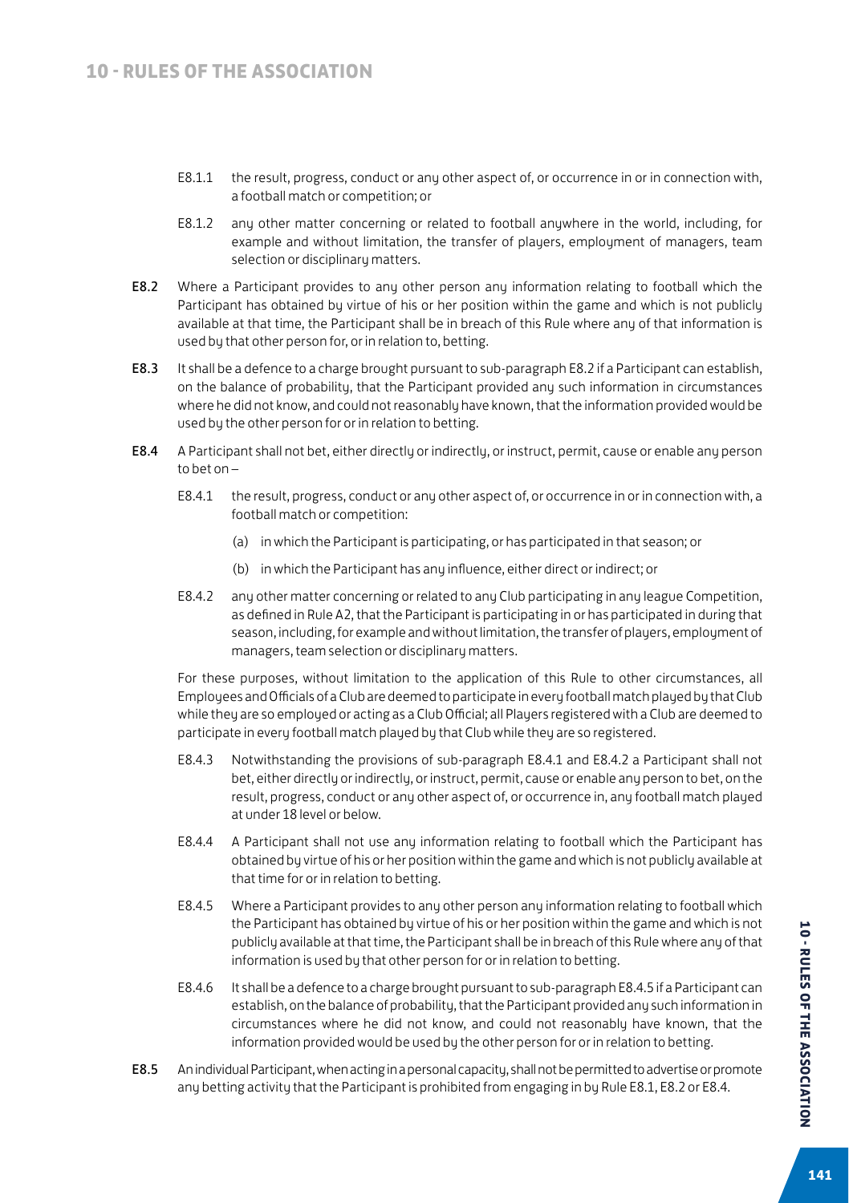E8.1.1 the result, progress, conduct or any other aspect of, or occurrence in or in connection with, a football match or competition; or

E8.1.2 any other matter concerning or related to football anywhere in the world, including, for example and without limitation, the transfer of players, employment of managers, team selection or disciplinary matters.

**E8.2** Where a Participant provides to any other person any information relating to football which the Participant has obtained by virtue of his or her position within the game and which is not publicly available at that time, the Participant shall be in breach of this Rule where any of that information is used by that other person for, or in relation to, betting.

**E8.3** It shall be a defence to a charge brought pursuant to sub-paragraph E8.2 if a Participant can establish, on the balance of probability, that the Participant provided any such information in circumstances where he did not know, and could not reasonably have known, that the information provided would be used by the other person for or in relation to betting.

**E8.4** A Participant shall not bet, either directly or indirectly, or instruct, permit, cause or enable any person to bet on –

E8.4.1 the result, progress, conduct or any other aspect of, or occurrence in or in connection with, a football match or competition:

(a) in which the Participant is participating, or has participated in that season; or

(b) in which the Participant has any influence, either direct or indirect; or

E8.4.2 any other matter concerning or related to any Club participating in any league Competition, as defined in Rule A2, that the Participant is participating in or has participated in during that season, including, for example and without limitation, the transfer of players, employment of managers, team selection or disciplinary matters.

For these purposes, without limitation to the application of this Rule to other circumstances, all Employees and Officials of a Club are deemed to participate in every football match played by that Club while they are so employed or acting as a Club Official; all Players registered with a Club are deemed to participate in every football match played by that Club while they are so registered.

E8.4.3 Notwithstanding the provisions of sub-paragraph E8.4.1 and E8.4.2 a Participant shall not bet, either directly or indirectly, or instruct, permit, cause or enable any person to bet, on the result, progress, conduct or any other aspect of, or occurrence in, any football match played at under 18 level or below.

E8.4.4 A Participant shall not use any information relating to football which the Participant has obtained by virtue of his or her position within the game and which is not publicly available at that time for or in relation to betting.

E8.4.5 Where a Participant provides to any other person any information relating to football which the Participant has obtained by virtue of his or her position within the game and which is not publicly available at that time, the Participant shall be in breach of this Rule where any of that information is used by that other person for or in relation to betting.

E8.4.6 It shall be a defence to a charge brought pursuant to sub-paragraph E8.4.5 if a Participant can establish, on the balance of probability, that the Participant provided any such information in circumstances where he did not know, and could not reasonably have known, that the information provided would be used by the other person for or in relation to betting.

**E8.5** An individual Participant, when acting in a personal capacity, shall not be permitted to advertise or promote any betting activity that the Participant is prohibited from engaging in by Rule E8.1, E8.2 or E8.4.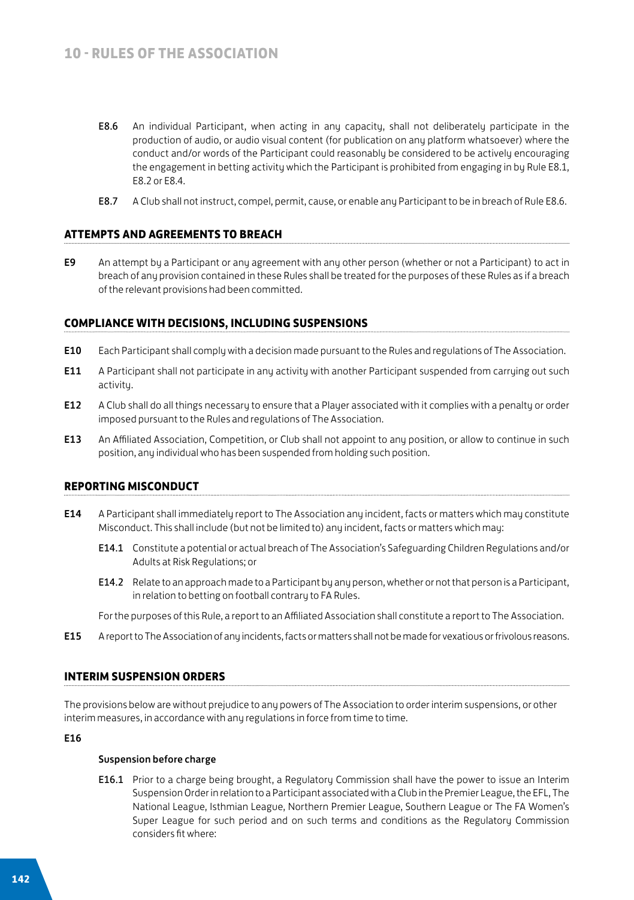- **E8.6** An individual Participant, when acting in any capacity, shall not deliberately participate in the production of audio, or audio visual content (for publication on any platform whatsoever) where the conduct and/or words of the Participant could reasonably be considered to be actively encouraging the engagement in betting activity which the Participant is prohibited from engaging in by Rule E8.1, E8.2 or E8.4.
- **E8.7** A Club shall not instruct, compel, permit, cause, or enable any Participant to be in breach of Rule E8.6.

## ATTEMPTS AND AGREEMENTS TO BREACH

**E9** An attempt by a Participant or any agreement with any other person (whether or not a Participant) to act in breach of any provision contained in these Rules shall be treated for the purposes of these Rules as if a breach of the relevant provisions had been committed.

## COMPLIANCE WITH DECISIONS, INCLUDING SUSPENSIONS

**E10** Each Participant shall comply with a decision made pursuant to the Rules and regulations of The Association.

**E11** A Participant shall not participate in any activity with another Participant suspended from carrying out such activity.

**E12** A Club shall do all things necessary to ensure that a Player associated with it complies with a penalty or order imposed pursuant to the Rules and regulations of The Association.

**E13** An Affiliated Association, Competition, or Club shall not appoint to any position, or allow to continue in such position, any individual who has been suspended from holding such position.

## REPORTING MISCONDUCT

**E14** A Participant shall immediately report to The Association any incident, facts or matters which may constitute Misconduct. This shall include (but not be limited to) any incident, facts or matters which may:

- **E14.1** Constitute a potential or actual breach of The Association's Safeguarding Children Regulations and/or Adults at Risk Regulations; or
- **E14.2** Relate to an approach made to a Participant by any person, whether or not that person is a Participant, in relation to betting on football contrary to FA Rules.

For the purposes of this Rule, a report to an Affiliated Association shall constitute a report to The Association.

**E15** A report to The Association of any incidents, facts or matters shall not be made for vexatious or frivolous reasons.

## INTERIM SUSPENSION ORDERS

The provisions below are without prejudice to any powers of The Association to order interim suspensions, or other interim measures, in accordance with any regulations in force from time to time.

**E16**

**Suspension before charge**

- **E16.1** Prior to a charge being brought, a Regulatory Commission shall have the power to issue an Interim Suspension Order in relation to a Participant associated with a Club in the Premier League, the EFL, The National League, Isthmian League, Northern Premier League, Southern League or The FA Women's Super League for such period and on such terms and conditions as the Regulatory Commission considers fit where: